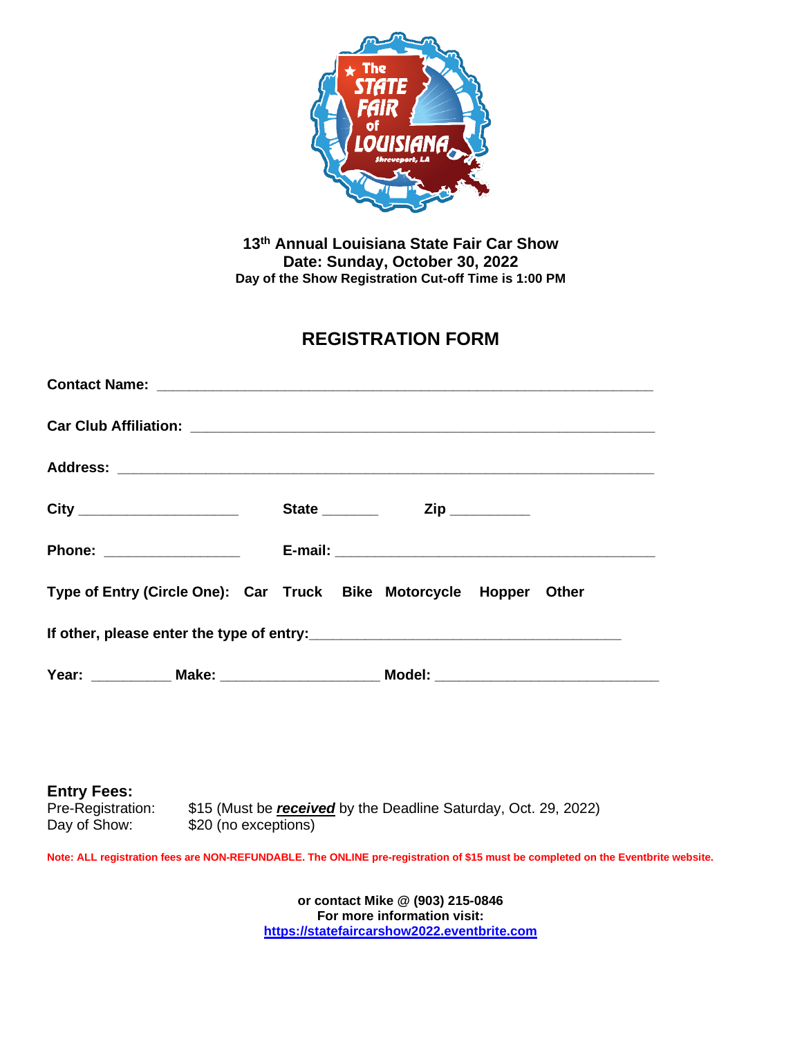**13th Annual Louisiana State Fair Car Show**
**Date: Sunday, October 30, 2022**
**Day of the Show Registration Cut-off Time is 1:00 PM**

# REGISTRATION FORM

**Contact Name:** ____________________________________________________________

**Car Club Affiliation:** _______________________________________________________

**Address:** _________________________________________________________________

**City** ____________________ **State** _______ **Zip** __________

**Phone:** _________________ **E-mail:** ________________________________________

**Type of Entry (Circle One): Car Truck Bike Motorcycle Hopper Other**

**If other, please enter the type of entry:**_______________________________________

**Year:** __________ **Make:** ____________________ **Model:** ____________________________

**Entry Fees:**
Pre-Registration: $15 (Must be ***received*** by the Deadline Saturday, Oct. 29, 2022)
Day of Show: $20 (no exceptions)

**Note: ALL registration fees are NON-REFUNDABLE. The ONLINE pre-registration of $15 must be completed on the Eventbrite website.**

**or contact Mike @ (903) 215-0846**
**For more information visit:**
**https://statefaircarshow2022.eventbrite.com**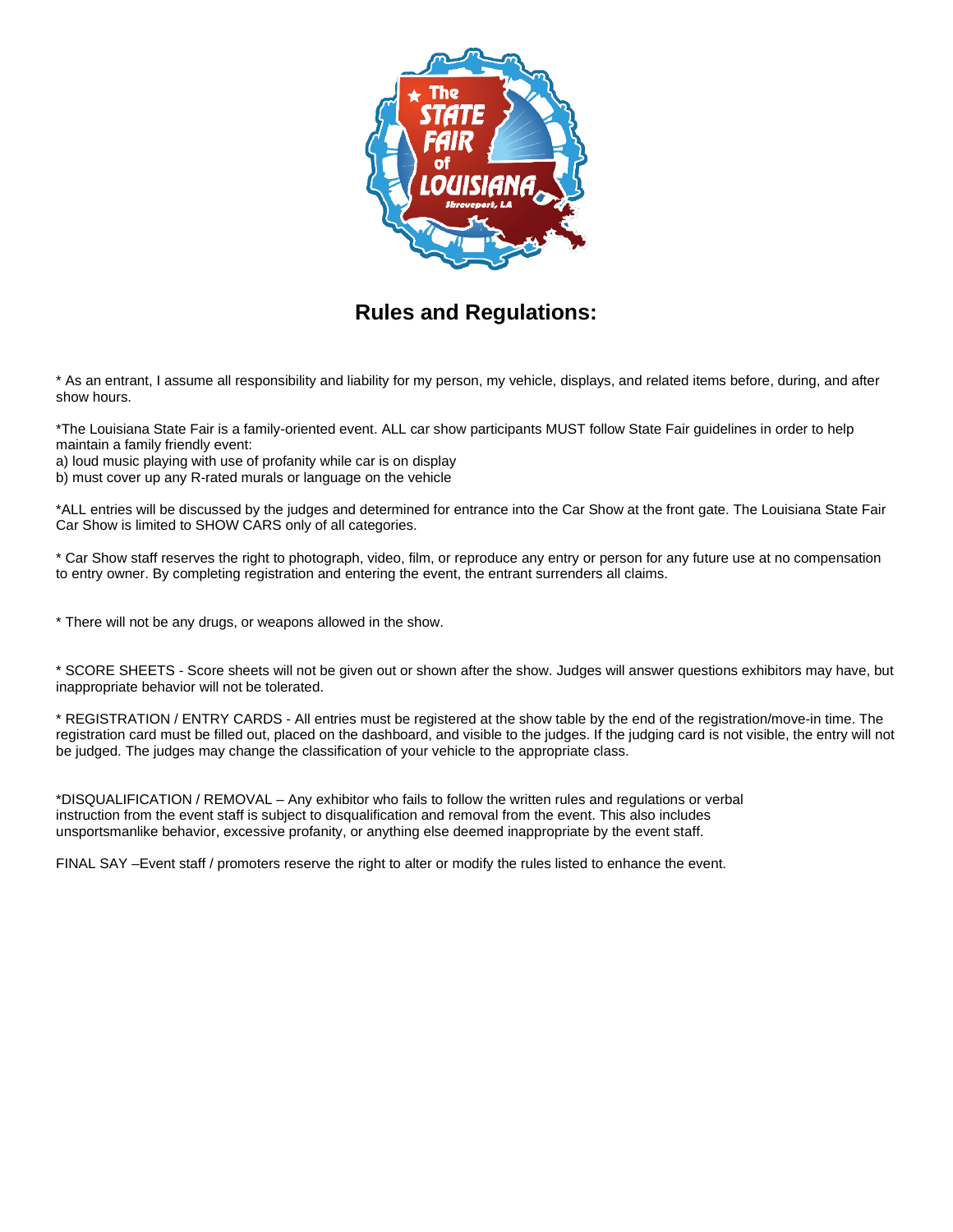## Rules and Regulations:

* As an entrant, I assume all responsibility and liability for my person, my vehicle, displays, and related items before, during, and after show hours.

*The Louisiana State Fair is a family-oriented event. ALL car show participants MUST follow State Fair guidelines in order to help maintain a family friendly event:
a) loud music playing with use of profanity while car is on display
b) must cover up any R-rated murals or language on the vehicle

*ALL entries will be discussed by the judges and determined for entrance into the Car Show at the front gate. The Louisiana State Fair Car Show is limited to SHOW CARS only of all categories.

* Car Show staff reserves the right to photograph, video, film, or reproduce any entry or person for any future use at no compensation to entry owner. By completing registration and entering the event, the entrant surrenders all claims.

* There will not be any drugs, or weapons allowed in the show.

* SCORE SHEETS - Score sheets will not be given out or shown after the show. Judges will answer questions exhibitors may have, but inappropriate behavior will not be tolerated.

* REGISTRATION / ENTRY CARDS - All entries must be registered at the show table by the end of the registration/move-in time. The registration card must be filled out, placed on the dashboard, and visible to the judges. If the judging card is not visible, the entry will not be judged. The judges may change the classification of your vehicle to the appropriate class.

*DISQUALIFICATION / REMOVAL – Any exhibitor who fails to follow the written rules and regulations or verbal instruction from the event staff is subject to disqualification and removal from the event. This also includes unsportsmanlike behavior, excessive profanity, or anything else deemed inappropriate by the event staff.

FINAL SAY –Event staff / promoters reserve the right to alter or modify the rules listed to enhance the event.